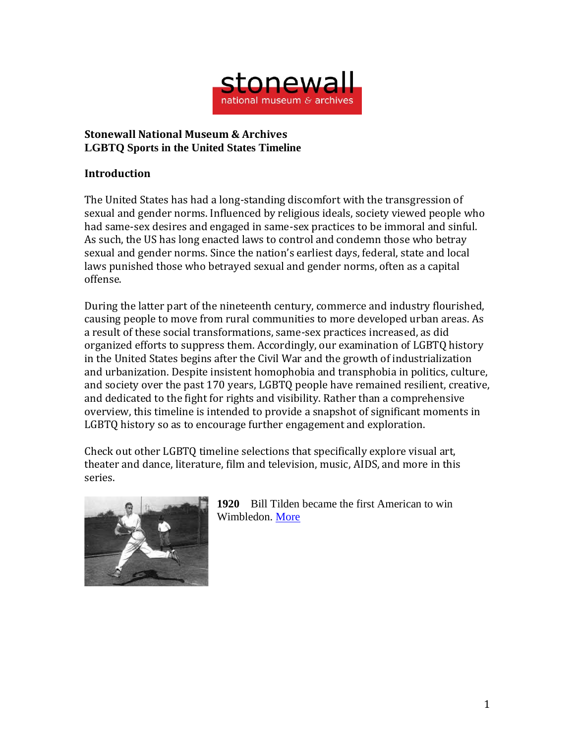**Stonewall National Museum & Archives**
**LGBTQ Sports in the United States Timeline**

## Introduction

The United States has had a long-standing discomfort with the transgression of sexual and gender norms. Influenced by religious ideals, society viewed people who had same-sex desires and engaged in same-sex practices to be immoral and sinful. As such, the US has long enacted laws to control and condemn those who betray sexual and gender norms. Since the nation's earliest days, federal, state and local laws punished those who betrayed sexual and gender norms, often as a capital offense.

During the latter part of the nineteenth century, commerce and industry flourished, causing people to move from rural communities to more developed urban areas. As a result of these social transformations, same-sex practices increased, as did organized efforts to suppress them. Accordingly, our examination of LGBTQ history in the United States begins after the Civil War and the growth of industrialization and urbanization. Despite insistent homophobia and transphobia in politics, culture, and society over the past 170 years, LGBTQ people have remained resilient, creative, and dedicated to the fight for rights and visibility. Rather than a comprehensive overview, this timeline is intended to provide a snapshot of significant moments in LGBTQ history so as to encourage further engagement and exploration.

Check out other LGBTQ timeline selections that specifically explore visual art, theater and dance, literature, film and television, music, AIDS, and more in this series.

**1920** Bill Tilden became the first American to win Wimbledon. More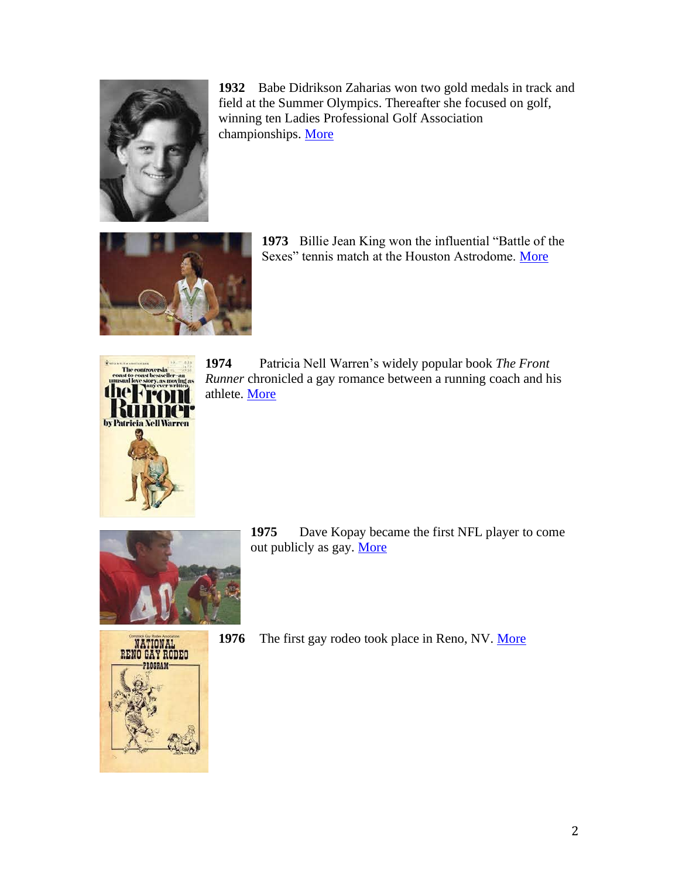**1932** Babe Didrikson Zaharias won two gold medals in track and field at the Summer Olympics. Thereafter she focused on golf, winning ten Ladies Professional Golf Association championships. More

**1973** Billie Jean King won the influential "Battle of the Sexes" tennis match at the Houston Astrodome. More

**1974** Patricia Nell Warren's widely popular book *The Front Runner* chronicled a gay romance between a running coach and his athlete. More

**1975** Dave Kopay became the first NFL player to come out publicly as gay. More

**1976** The first gay rodeo took place in Reno, NV. More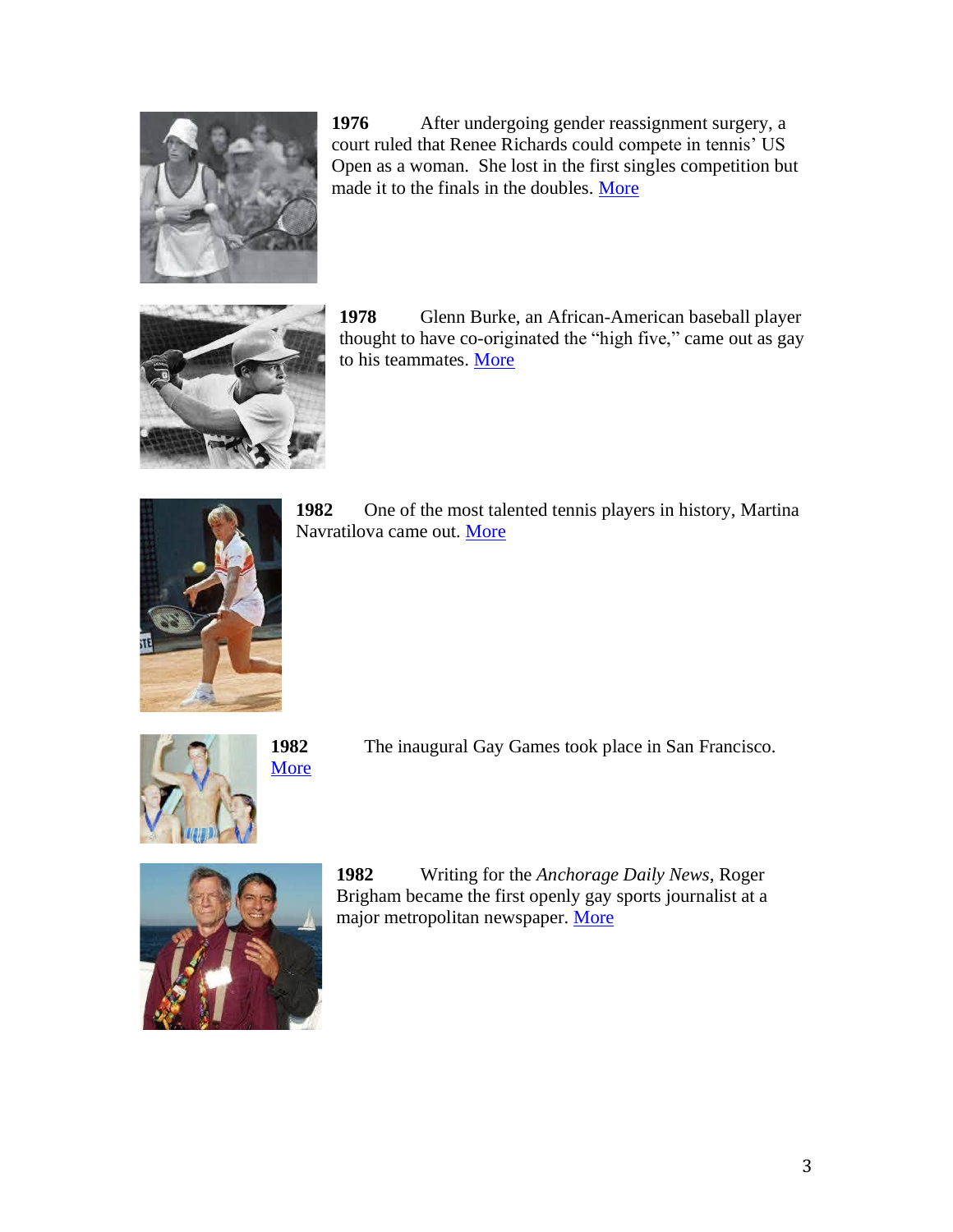**1976** After undergoing gender reassignment surgery, a court ruled that Renee Richards could compete in tennis' US Open as a woman. She lost in the first singles competition but made it to the finals in the doubles. More

**1978** Glenn Burke, an African-American baseball player thought to have co-originated the "high five," came out as gay to his teammates. More

**1982** One of the most talented tennis players in history, Martina Navratilova came out. More

**1982** The inaugural Gay Games took place in San Francisco. More

**1982** Writing for the *Anchorage Daily News*, Roger Brigham became the first openly gay sports journalist at a major metropolitan newspaper. More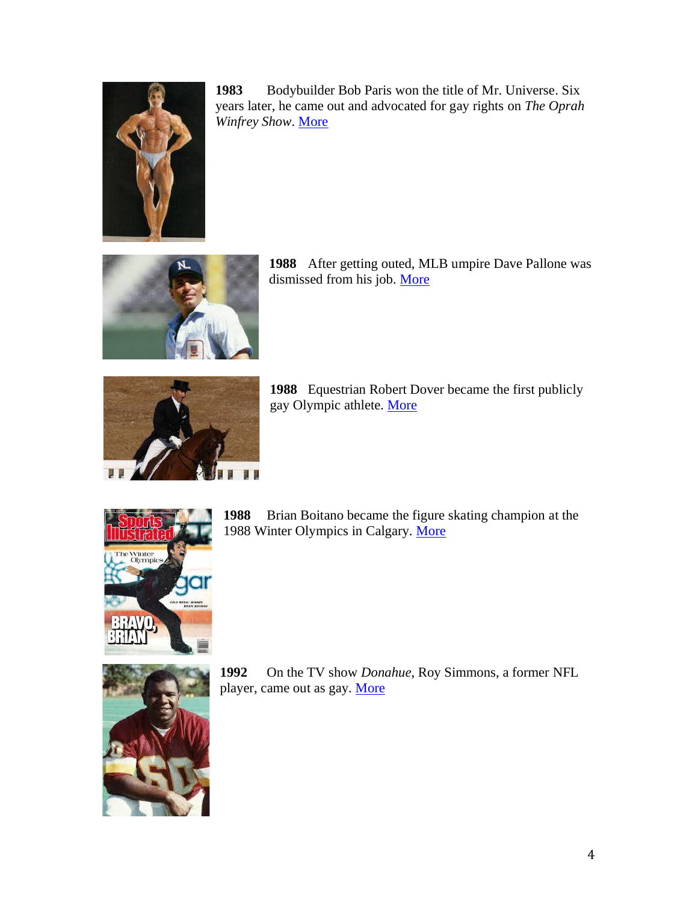**1983** Bodybuilder Bob Paris won the title of Mr. Universe. Six years later, he came out and advocated for gay rights on *The Oprah Winfrey Show*. More

**1988** After getting outed, MLB umpire Dave Pallone was dismissed from his job. More

**1988** Equestrian Robert Dover became the first publicly gay Olympic athlete. More

**1988** Brian Boitano became the figure skating champion at the 1988 Winter Olympics in Calgary. More

**1992** On the TV show *Donahue*, Roy Simmons, a former NFL player, came out as gay. More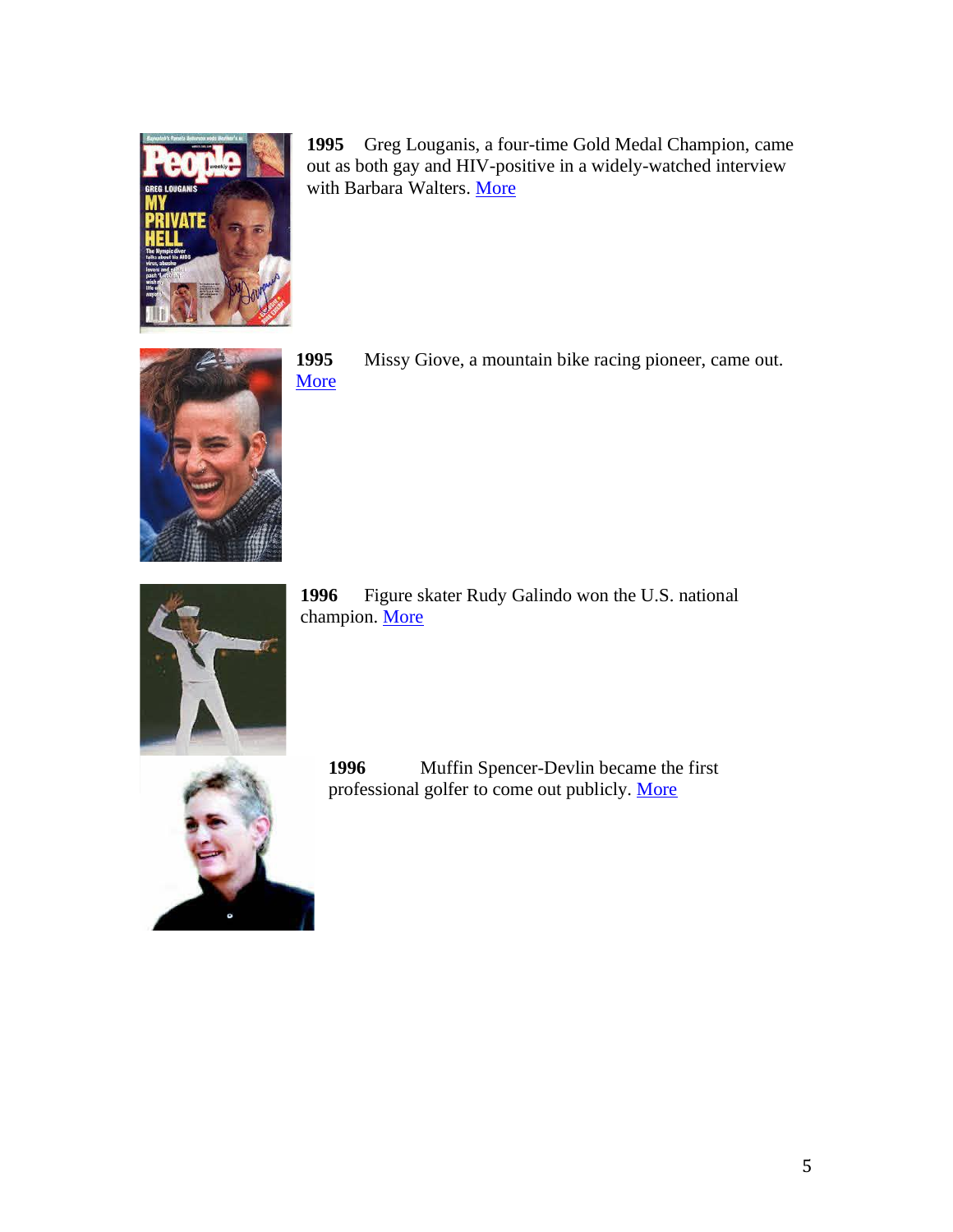**1995** Greg Louganis, a four-time Gold Medal Champion, came out as both gay and HIV-positive in a widely-watched interview with Barbara Walters. More

**1995** Missy Giove, a mountain bike racing pioneer, came out. More

**1996** Figure skater Rudy Galindo won the U.S. national champion. More

**1996** Muffin Spencer-Devlin became the first professional golfer to come out publicly. More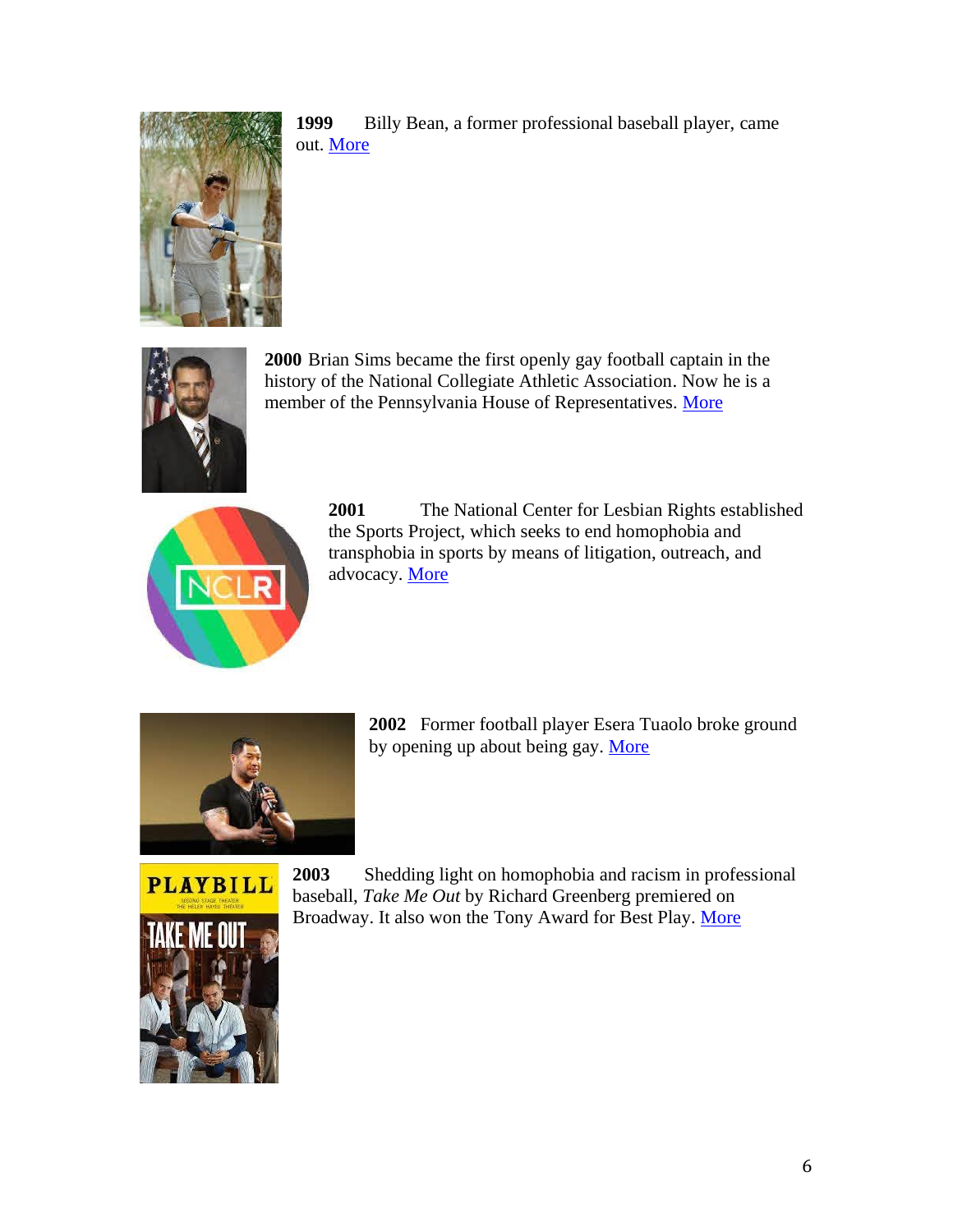**1999** Billy Bean, a former professional baseball player, came out. More

**2000** Brian Sims became the first openly gay football captain in the history of the National Collegiate Athletic Association. Now he is a member of the Pennsylvania House of Representatives. More

**2001** The National Center for Lesbian Rights established the Sports Project, which seeks to end homophobia and transphobia in sports by means of litigation, outreach, and advocacy. More

**2002** Former football player Esera Tuaolo broke ground by opening up about being gay. More

**2003** Shedding light on homophobia and racism in professional baseball, *Take Me Out* by Richard Greenberg premiered on Broadway. It also won the Tony Award for Best Play. More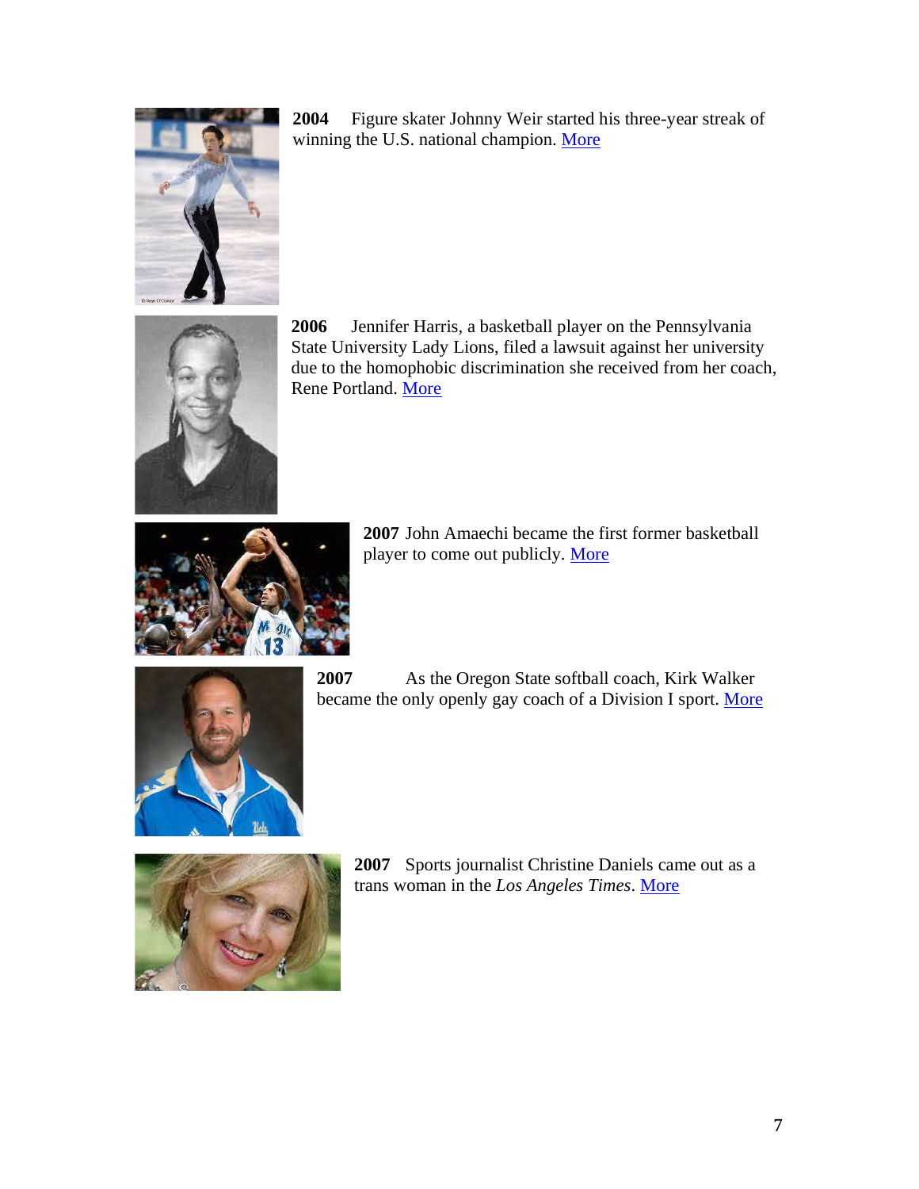**2004** Figure skater Johnny Weir started his three-year streak of winning the U.S. national champion. More

**2006** Jennifer Harris, a basketball player on the Pennsylvania State University Lady Lions, filed a lawsuit against her university due to the homophobic discrimination she received from her coach, Rene Portland. More

**2007** John Amaechi became the first former basketball player to come out publicly. More

**2007** As the Oregon State softball coach, Kirk Walker became the only openly gay coach of a Division I sport. More

**2007** Sports journalist Christine Daniels came out as a trans woman in the *Los Angeles Times*. More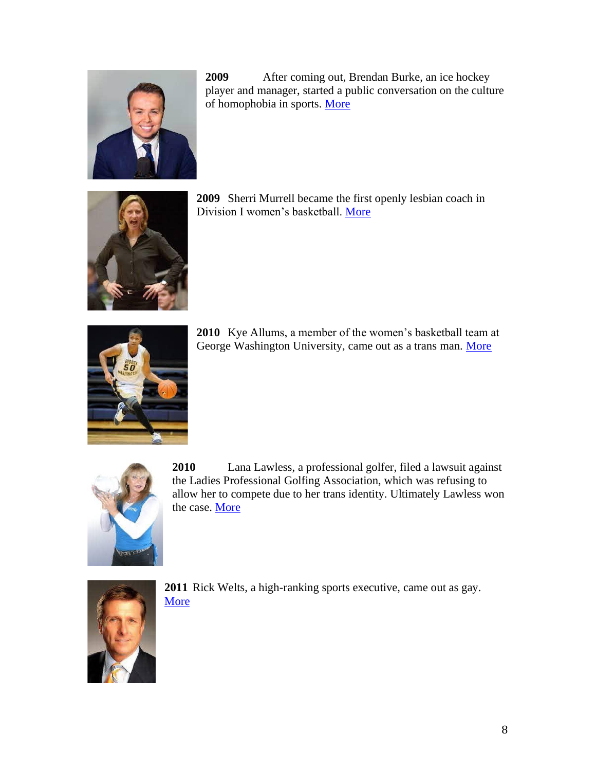**2009** After coming out, Brendan Burke, an ice hockey player and manager, started a public conversation on the culture of homophobia in sports. More

**2009** Sherri Murrell became the first openly lesbian coach in Division I women's basketball. More

**2010** Kye Allums, a member of the women's basketball team at George Washington University, came out as a trans man. More

**2010** Lana Lawless, a professional golfer, filed a lawsuit against the Ladies Professional Golfing Association, which was refusing to allow her to compete due to her trans identity. Ultimately Lawless won the case. More

**2011** Rick Welts, a high-ranking sports executive, came out as gay. More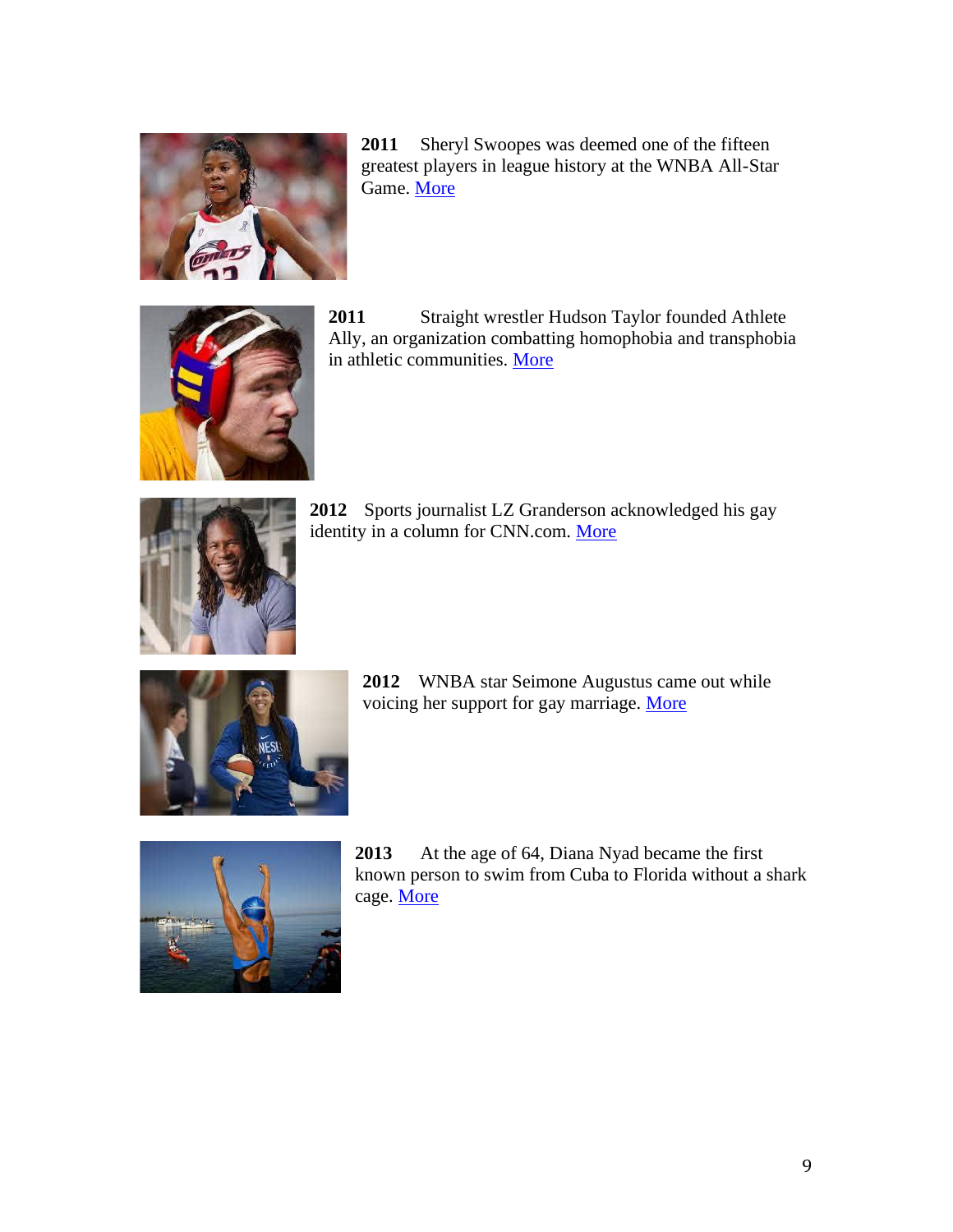**2011** Sheryl Swoopes was deemed one of the fifteen greatest players in league history at the WNBA All-Star Game. More

**2011** Straight wrestler Hudson Taylor founded Athlete Ally, an organization combatting homophobia and transphobia in athletic communities. More

**2012** Sports journalist LZ Granderson acknowledged his gay identity in a column for CNN.com. More

**2012** WNBA star Seimone Augustus came out while voicing her support for gay marriage. More

**2013** At the age of 64, Diana Nyad became the first known person to swim from Cuba to Florida without a shark cage. More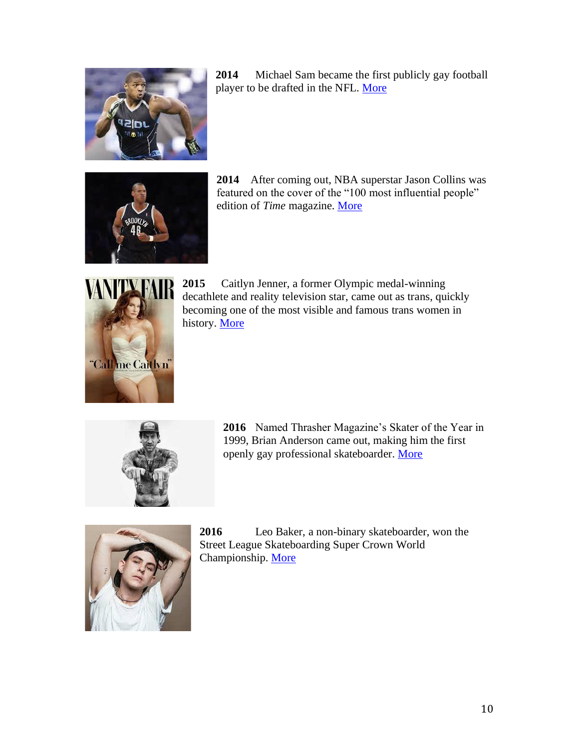**2014** Michael Sam became the first publicly gay football player to be drafted in the NFL. More

**2014** After coming out, NBA superstar Jason Collins was featured on the cover of the "100 most influential people" edition of *Time* magazine. More

**2015** Caitlyn Jenner, a former Olympic medal-winning decathlete and reality television star, came out as trans, quickly becoming one of the most visible and famous trans women in history. More

**2016** Named Thrasher Magazine's Skater of the Year in 1999, Brian Anderson came out, making him the first openly gay professional skateboarder. More

**2016** Leo Baker, a non-binary skateboarder, won the Street League Skateboarding Super Crown World Championship. More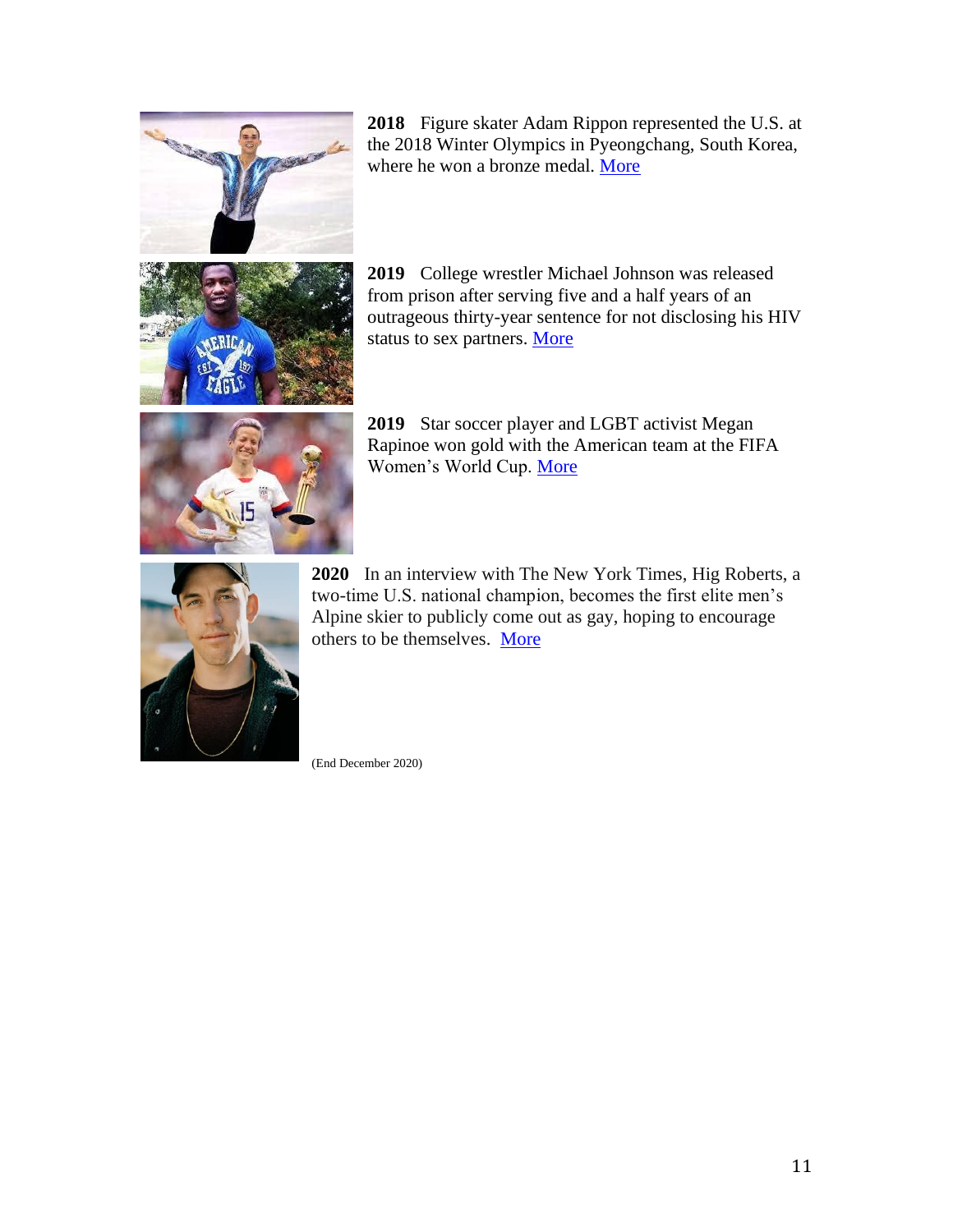**2018** Figure skater Adam Rippon represented the U.S. at the 2018 Winter Olympics in Pyeongchang, South Korea, where he won a bronze medal. More

**2019** College wrestler Michael Johnson was released from prison after serving five and a half years of an outrageous thirty-year sentence for not disclosing his HIV status to sex partners. More

**2019** Star soccer player and LGBT activist Megan Rapinoe won gold with the American team at the FIFA Women's World Cup. More

**2020** In an interview with The New York Times, Hig Roberts, a two-time U.S. national champion, becomes the first elite men's Alpine skier to publicly come out as gay, hoping to encourage others to be themselves. More

(End December 2020)